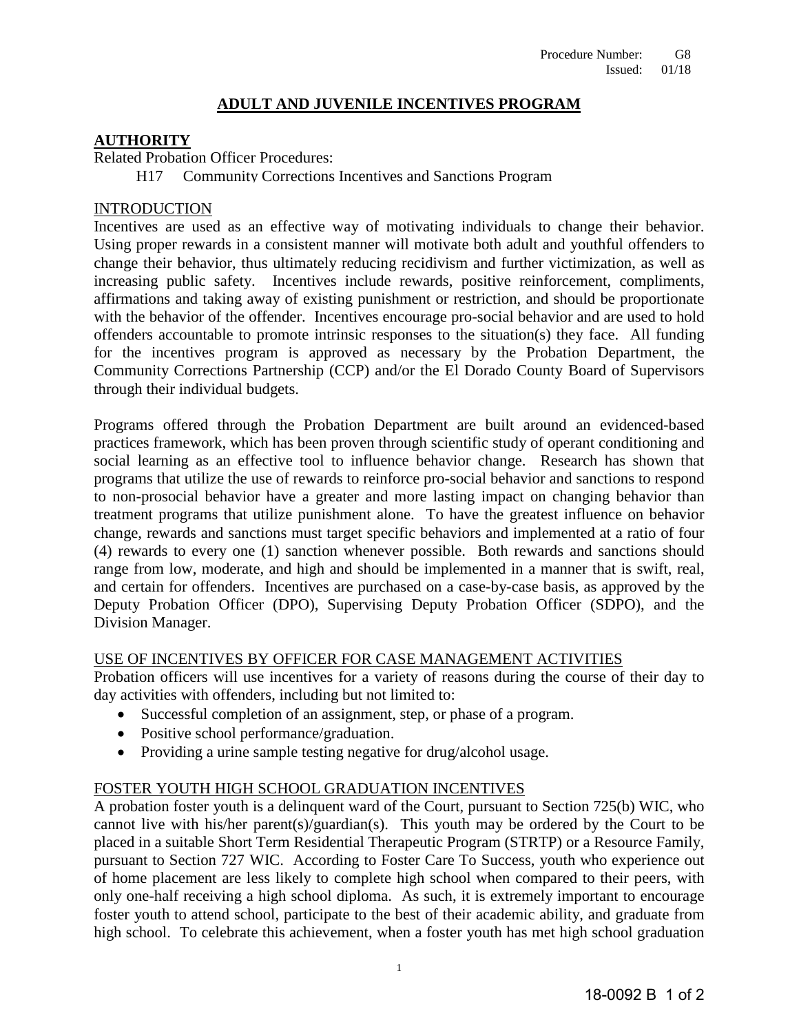Procedure Number: G8
Issued: 01/18

# ADULT AND JUVENILE INCENTIVES PROGRAM

## AUTHORITY

Related Probation Officer Procedures:

H17 Community Corrections Incentives and Sanctions Program

### INTRODUCTION

Incentives are used as an effective way of motivating individuals to change their behavior. Using proper rewards in a consistent manner will motivate both adult and youthful offenders to change their behavior, thus ultimately reducing recidivism and further victimization, as well as increasing public safety. Incentives include rewards, positive reinforcement, compliments, affirmations and taking away of existing punishment or restriction, and should be proportionate with the behavior of the offender. Incentives encourage pro-social behavior and are used to hold offenders accountable to promote intrinsic responses to the situation(s) they face. All funding for the incentives program is approved as necessary by the Probation Department, the Community Corrections Partnership (CCP) and/or the El Dorado County Board of Supervisors through their individual budgets.

Programs offered through the Probation Department are built around an evidenced-based practices framework, which has been proven through scientific study of operant conditioning and social learning as an effective tool to influence behavior change. Research has shown that programs that utilize the use of rewards to reinforce pro-social behavior and sanctions to respond to non-prosocial behavior have a greater and more lasting impact on changing behavior than treatment programs that utilize punishment alone. To have the greatest influence on behavior change, rewards and sanctions must target specific behaviors and implemented at a ratio of four (4) rewards to every one (1) sanction whenever possible. Both rewards and sanctions should range from low, moderate, and high and should be implemented in a manner that is swift, real, and certain for offenders. Incentives are purchased on a case-by-case basis, as approved by the Deputy Probation Officer (DPO), Supervising Deputy Probation Officer (SDPO), and the Division Manager.

### USE OF INCENTIVES BY OFFICER FOR CASE MANAGEMENT ACTIVITIES

Probation officers will use incentives for a variety of reasons during the course of their day to day activities with offenders, including but not limited to:

- Successful completion of an assignment, step, or phase of a program.
- Positive school performance/graduation.
- Providing a urine sample testing negative for drug/alcohol usage.

### FOSTER YOUTH HIGH SCHOOL GRADUATION INCENTIVES

A probation foster youth is a delinquent ward of the Court, pursuant to Section 725(b) WIC, who cannot live with his/her parent(s)/guardian(s). This youth may be ordered by the Court to be placed in a suitable Short Term Residential Therapeutic Program (STRTP) or a Resource Family, pursuant to Section 727 WIC. According to Foster Care To Success, youth who experience out of home placement are less likely to complete high school when compared to their peers, with only one-half receiving a high school diploma. As such, it is extremely important to encourage foster youth to attend school, participate to the best of their academic ability, and graduate from high school. To celebrate this achievement, when a foster youth has met high school graduation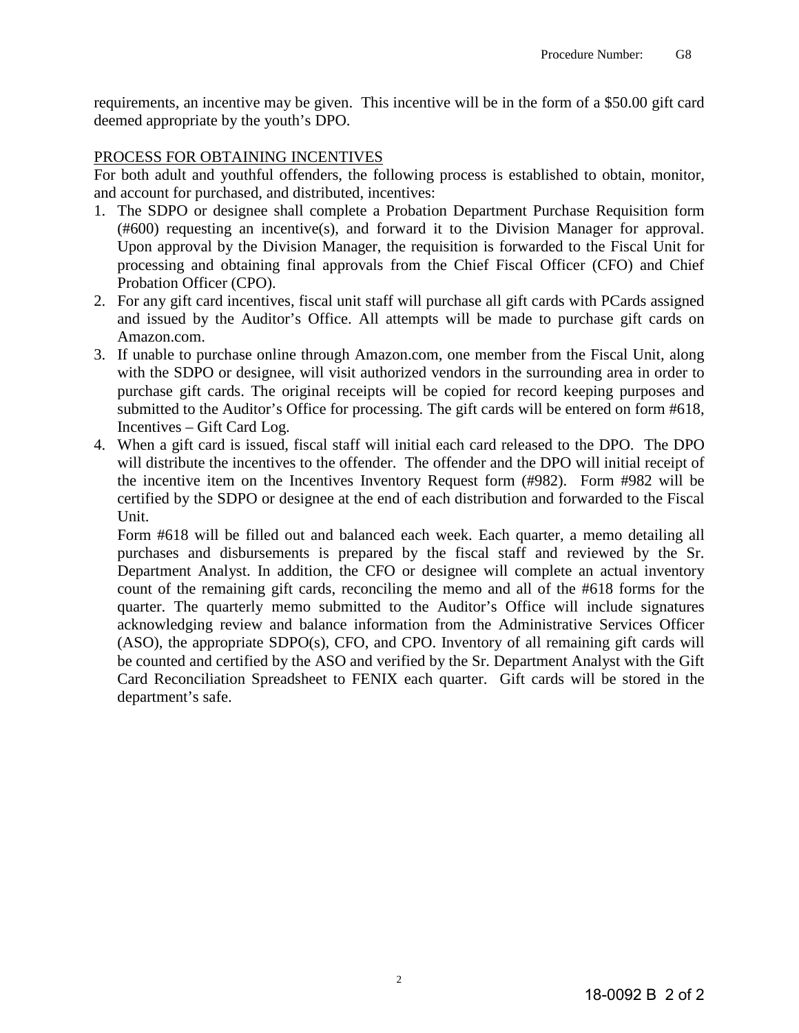requirements, an incentive may be given. This incentive will be in the form of a $50.00 gift card deemed appropriate by the youth's DPO.

PROCESS FOR OBTAINING INCENTIVES

For both adult and youthful offenders, the following process is established to obtain, monitor, and account for purchased, and distributed, incentives:

1. The SDPO or designee shall complete a Probation Department Purchase Requisition form (#600) requesting an incentive(s), and forward it to the Division Manager for approval. Upon approval by the Division Manager, the requisition is forwarded to the Fiscal Unit for processing and obtaining final approvals from the Chief Fiscal Officer (CFO) and Chief Probation Officer (CPO).
2. For any gift card incentives, fiscal unit staff will purchase all gift cards with PCards assigned and issued by the Auditor's Office. All attempts will be made to purchase gift cards on Amazon.com.
3. If unable to purchase online through Amazon.com, one member from the Fiscal Unit, along with the SDPO or designee, will visit authorized vendors in the surrounding area in order to purchase gift cards. The original receipts will be copied for record keeping purposes and submitted to the Auditor's Office for processing. The gift cards will be entered on form #618, Incentives – Gift Card Log.
4. When a gift card is issued, fiscal staff will initial each card released to the DPO. The DPO will distribute the incentives to the offender. The offender and the DPO will initial receipt of the incentive item on the Incentives Inventory Request form (#982). Form #982 will be certified by the SDPO or designee at the end of each distribution and forwarded to the Fiscal Unit.

   Form #618 will be filled out and balanced each week. Each quarter, a memo detailing all purchases and disbursements is prepared by the fiscal staff and reviewed by the Sr. Department Analyst. In addition, the CFO or designee will complete an actual inventory count of the remaining gift cards, reconciling the memo and all of the #618 forms for the quarter. The quarterly memo submitted to the Auditor's Office will include signatures acknowledging review and balance information from the Administrative Services Officer (ASO), the appropriate SDPO(s), CFO, and CPO. Inventory of all remaining gift cards will be counted and certified by the ASO and verified by the Sr. Department Analyst with the Gift Card Reconciliation Spreadsheet to FENIX each quarter. Gift cards will be stored in the department's safe.